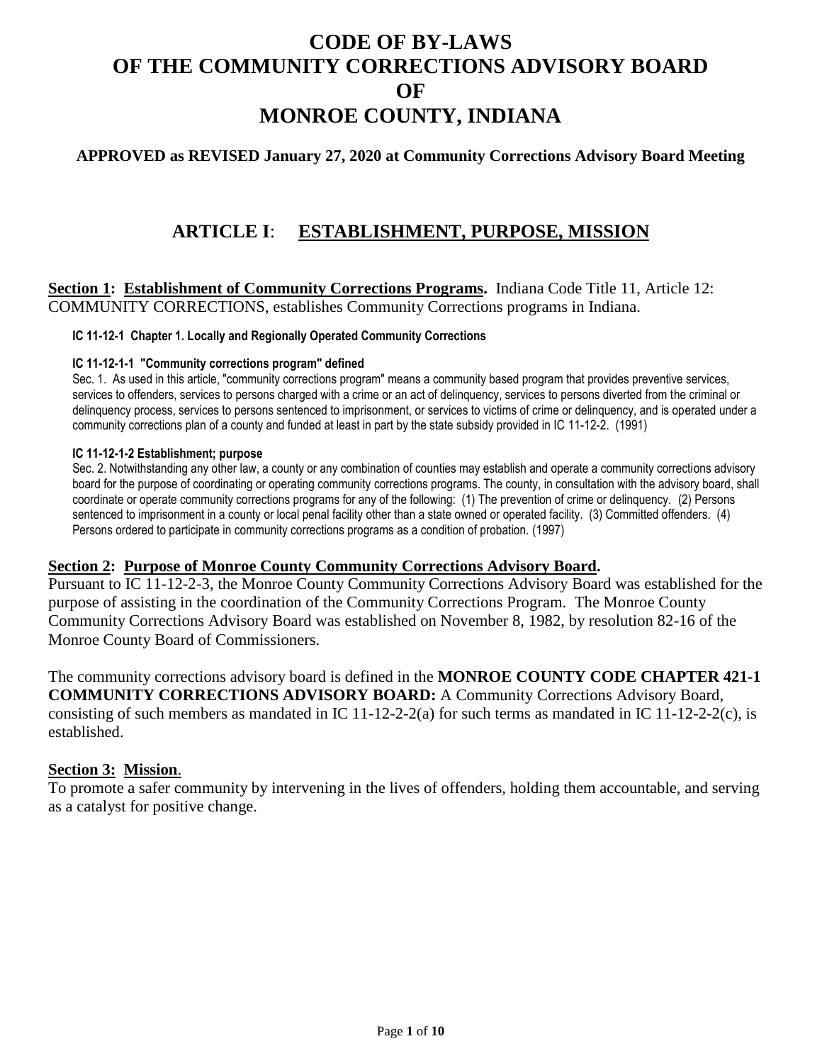# CODE OF BY-LAWS OF THE COMMUNITY CORRECTIONS ADVISORY BOARD OF MONROE COUNTY, INDIANA

**APPROVED as REVISED January 27, 2020 at Community Corrections Advisory Board Meeting**

## ARTICLE I: ESTABLISHMENT, PURPOSE, MISSION

**Section 1: Establishment of Community Corrections Programs.** Indiana Code Title 11, Article 12: COMMUNITY CORRECTIONS, establishes Community Corrections programs in Indiana.

**IC 11-12-1 Chapter 1. Locally and Regionally Operated Community Corrections**

**IC 11-12-1-1 "Community corrections program" defined**

Sec. 1. As used in this article, "community corrections program" means a community based program that provides preventive services, services to offenders, services to persons charged with a crime or an act of delinquency, services to persons diverted from the criminal or delinquency process, services to persons sentenced to imprisonment, or services to victims of crime or delinquency, and is operated under a community corrections plan of a county and funded at least in part by the state subsidy provided in IC 11-12-2. (1991)

**IC 11-12-1-2 Establishment; purpose**

Sec. 2. Notwithstanding any other law, a county or any combination of counties may establish and operate a community corrections advisory board for the purpose of coordinating or operating community corrections programs. The county, in consultation with the advisory board, shall coordinate or operate community corrections programs for any of the following: (1) The prevention of crime or delinquency. (2) Persons sentenced to imprisonment in a county or local penal facility other than a state owned or operated facility. (3) Committed offenders. (4) Persons ordered to participate in community corrections programs as a condition of probation. (1997)

**Section 2: Purpose of Monroe County Community Corrections Advisory Board.**

Pursuant to IC 11-12-2-3, the Monroe County Community Corrections Advisory Board was established for the purpose of assisting in the coordination of the Community Corrections Program. The Monroe County Community Corrections Advisory Board was established on November 8, 1982, by resolution 82-16 of the Monroe County Board of Commissioners.

The community corrections advisory board is defined in the **MONROE COUNTY CODE CHAPTER 421-1 COMMUNITY CORRECTIONS ADVISORY BOARD:** A Community Corrections Advisory Board, consisting of such members as mandated in IC 11-12-2-2(a) for such terms as mandated in IC 11-12-2-2(c), is established.

**Section 3: Mission.**

To promote a safer community by intervening in the lives of offenders, holding them accountable, and serving as a catalyst for positive change.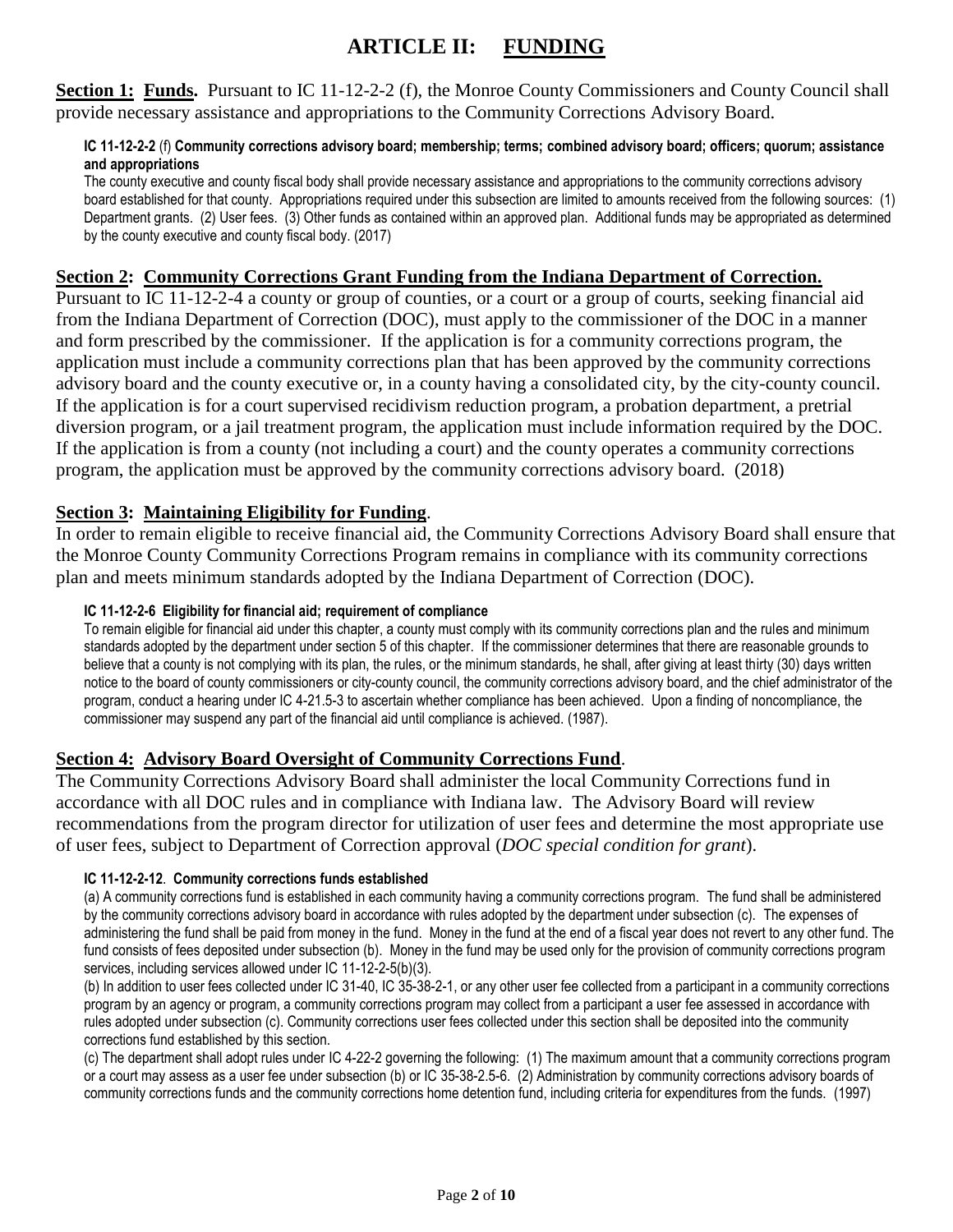# ARTICLE II: FUNDING

**Section 1: Funds.** Pursuant to IC 11-12-2-2 (f), the Monroe County Commissioners and County Council shall provide necessary assistance and appropriations to the Community Corrections Advisory Board.

**IC 11-12-2-2** (f) **Community corrections advisory board; membership; terms; combined advisory board; officers; quorum; assistance and appropriations**

The county executive and county fiscal body shall provide necessary assistance and appropriations to the community corrections advisory board established for that county. Appropriations required under this subsection are limited to amounts received from the following sources: (1) Department grants. (2) User fees. (3) Other funds as contained within an approved plan. Additional funds may be appropriated as determined by the county executive and county fiscal body. (2017)

**Section 2: Community Corrections Grant Funding from the Indiana Department of Correction.**

Pursuant to IC 11-12-2-4 a county or group of counties, or a court or a group of courts, seeking financial aid from the Indiana Department of Correction (DOC), must apply to the commissioner of the DOC in a manner and form prescribed by the commissioner. If the application is for a community corrections program, the application must include a community corrections plan that has been approved by the community corrections advisory board and the county executive or, in a county having a consolidated city, by the city-county council. If the application is for a court supervised recidivism reduction program, a probation department, a pretrial diversion program, or a jail treatment program, the application must include information required by the DOC. If the application is from a county (not including a court) and the county operates a community corrections program, the application must be approved by the community corrections advisory board. (2018)

**Section 3: Maintaining Eligibility for Funding.**

In order to remain eligible to receive financial aid, the Community Corrections Advisory Board shall ensure that the Monroe County Community Corrections Program remains in compliance with its community corrections plan and meets minimum standards adopted by the Indiana Department of Correction (DOC).

**IC 11-12-2-6 Eligibility for financial aid; requirement of compliance**

To remain eligible for financial aid under this chapter, a county must comply with its community corrections plan and the rules and minimum standards adopted by the department under section 5 of this chapter. If the commissioner determines that there are reasonable grounds to believe that a county is not complying with its plan, the rules, or the minimum standards, he shall, after giving at least thirty (30) days written notice to the board of county commissioners or city-county council, the community corrections advisory board, and the chief administrator of the program, conduct a hearing under IC 4-21.5-3 to ascertain whether compliance has been achieved. Upon a finding of noncompliance, the commissioner may suspend any part of the financial aid until compliance is achieved. (1987).

**Section 4: Advisory Board Oversight of Community Corrections Fund.**

The Community Corrections Advisory Board shall administer the local Community Corrections fund in accordance with all DOC rules and in compliance with Indiana law. The Advisory Board will review recommendations from the program director for utilization of user fees and determine the most appropriate use of user fees, subject to Department of Correction approval (*DOC special condition for grant*).

**IC 11-12-2-12. Community corrections funds established**

(a) A community corrections fund is established in each community having a community corrections program. The fund shall be administered by the community corrections advisory board in accordance with rules adopted by the department under subsection (c). The expenses of administering the fund shall be paid from money in the fund. Money in the fund at the end of a fiscal year does not revert to any other fund. The fund consists of fees deposited under subsection (b). Money in the fund may be used only for the provision of community corrections program services, including services allowed under IC 11-12-2-5(b)(3).

(b) In addition to user fees collected under IC 31-40, IC 35-38-2-1, or any other user fee collected from a participant in a community corrections program by an agency or program, a community corrections program may collect from a participant a user fee assessed in accordance with rules adopted under subsection (c). Community corrections user fees collected under this section shall be deposited into the community corrections fund established by this section.

(c) The department shall adopt rules under IC 4-22-2 governing the following: (1) The maximum amount that a community corrections program or a court may assess as a user fee under subsection (b) or IC 35-38-2.5-6. (2) Administration by community corrections advisory boards of community corrections funds and the community corrections home detention fund, including criteria for expenditures from the funds. (1997)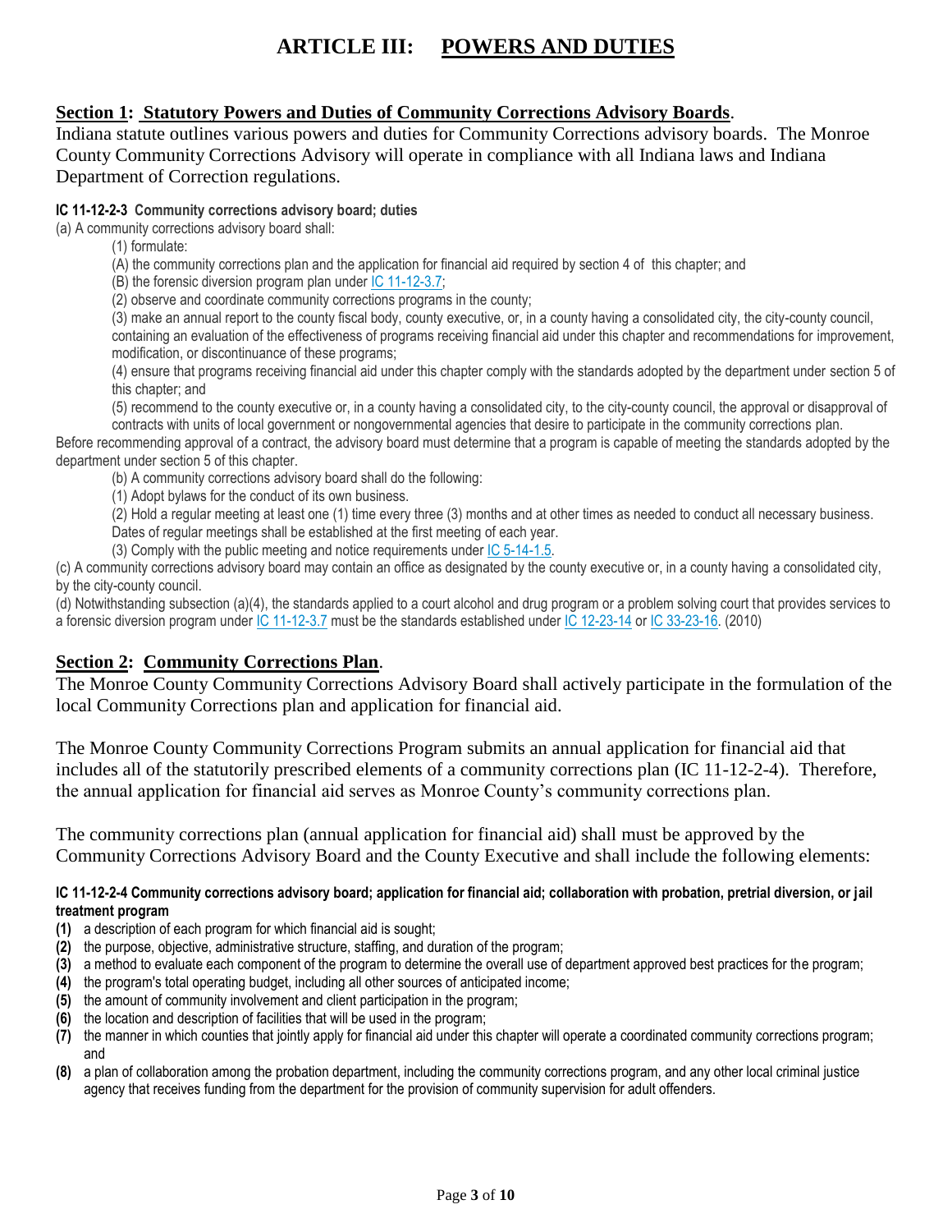# ARTICLE III: POWERS AND DUTIES

## Section 1: Statutory Powers and Duties of Community Corrections Advisory Boards.

Indiana statute outlines various powers and duties for Community Corrections advisory boards. The Monroe County Community Corrections Advisory will operate in compliance with all Indiana laws and Indiana Department of Correction regulations.

**IC 11-12-2-3 Community corrections advisory board; duties**

(a) A community corrections advisory board shall:

(1) formulate:

(A) the community corrections plan and the application for financial aid required by section 4 of this chapter; and

(B) the forensic diversion program plan under IC 11-12-3.7;

(2) observe and coordinate community corrections programs in the county;

(3) make an annual report to the county fiscal body, county executive, or, in a county having a consolidated city, the city-county council, containing an evaluation of the effectiveness of programs receiving financial aid under this chapter and recommendations for improvement, modification, or discontinuance of these programs;

(4) ensure that programs receiving financial aid under this chapter comply with the standards adopted by the department under section 5 of this chapter; and

(5) recommend to the county executive or, in a county having a consolidated city, to the city-county council, the approval or disapproval of contracts with units of local government or nongovernmental agencies that desire to participate in the community corrections plan.

Before recommending approval of a contract, the advisory board must determine that a program is capable of meeting the standards adopted by the department under section 5 of this chapter.

(b) A community corrections advisory board shall do the following:

(1) Adopt bylaws for the conduct of its own business.

(2) Hold a regular meeting at least one (1) time every three (3) months and at other times as needed to conduct all necessary business. Dates of regular meetings shall be established at the first meeting of each year.

(3) Comply with the public meeting and notice requirements under IC 5-14-1.5.

(c) A community corrections advisory board may contain an office as designated by the county executive or, in a county having a consolidated city, by the city-county council.

(d) Notwithstanding subsection (a)(4), the standards applied to a court alcohol and drug program or a problem solving court that provides services to a forensic diversion program under IC 11-12-3.7 must be the standards established under IC 12-23-14 or IC 33-23-16. (2010)

## Section 2: Community Corrections Plan.

The Monroe County Community Corrections Advisory Board shall actively participate in the formulation of the local Community Corrections plan and application for financial aid.

The Monroe County Community Corrections Program submits an annual application for financial aid that includes all of the statutorily prescribed elements of a community corrections plan (IC 11-12-2-4). Therefore, the annual application for financial aid serves as Monroe County's community corrections plan.

The community corrections plan (annual application for financial aid) shall must be approved by the Community Corrections Advisory Board and the County Executive and shall include the following elements:

**IC 11-12-2-4 Community corrections advisory board; application for financial aid; collaboration with probation, pretrial diversion, or jail treatment program**

**(1)** a description of each program for which financial aid is sought;
**(2)** the purpose, objective, administrative structure, staffing, and duration of the program;
**(3)** a method to evaluate each component of the program to determine the overall use of department approved best practices for the program;
**(4)** the program's total operating budget, including all other sources of anticipated income;
**(5)** the amount of community involvement and client participation in the program;
**(6)** the location and description of facilities that will be used in the program;
**(7)** the manner in which counties that jointly apply for financial aid under this chapter will operate a coordinated community corrections program; and
**(8)** a plan of collaboration among the probation department, including the community corrections program, and any other local criminal justice agency that receives funding from the department for the provision of community supervision for adult offenders.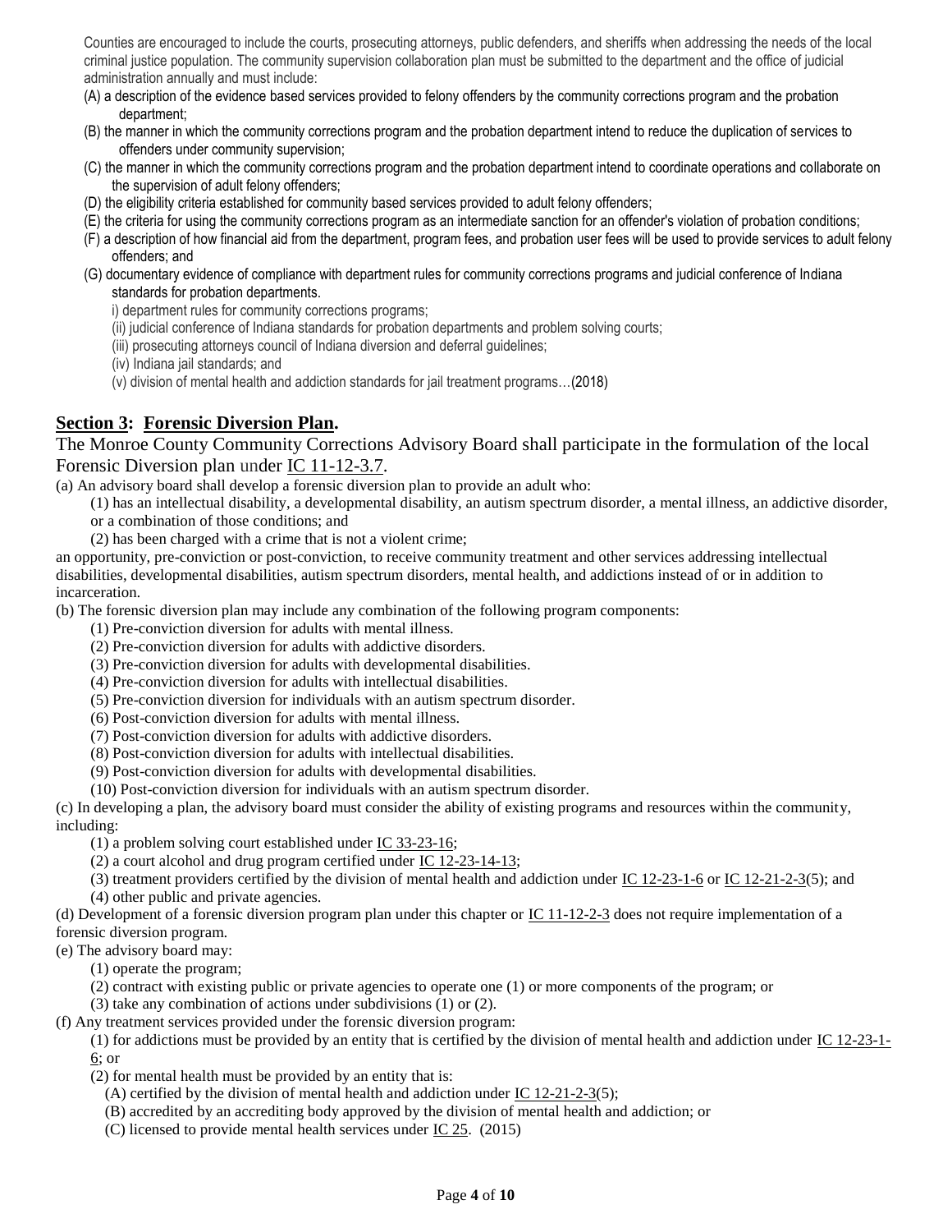Counties are encouraged to include the courts, prosecuting attorneys, public defenders, and sheriffs when addressing the needs of the local criminal justice population. The community supervision collaboration plan must be submitted to the department and the office of judicial administration annually and must include:

(A) a description of the evidence based services provided to felony offenders by the community corrections program and the probation department;

(B) the manner in which the community corrections program and the probation department intend to reduce the duplication of services to offenders under community supervision;

(C) the manner in which the community corrections program and the probation department intend to coordinate operations and collaborate on the supervision of adult felony offenders;

(D) the eligibility criteria established for community based services provided to adult felony offenders;

(E) the criteria for using the community corrections program as an intermediate sanction for an offender's violation of probation conditions;

(F) a description of how financial aid from the department, program fees, and probation user fees will be used to provide services to adult felony offenders; and

(G) documentary evidence of compliance with department rules for community corrections programs and judicial conference of Indiana standards for probation departments.

i) department rules for community corrections programs;

(ii) judicial conference of Indiana standards for probation departments and problem solving courts;

(iii) prosecuting attorneys council of Indiana diversion and deferral guidelines;

(iv) Indiana jail standards; and

(v) division of mental health and addiction standards for jail treatment programs…(2018)

## Section 3: Forensic Diversion Plan.

The Monroe County Community Corrections Advisory Board shall participate in the formulation of the local Forensic Diversion plan under IC 11-12-3.7.

(a) An advisory board shall develop a forensic diversion plan to provide an adult who:

(1) has an intellectual disability, a developmental disability, an autism spectrum disorder, a mental illness, an addictive disorder, or a combination of those conditions; and

(2) has been charged with a crime that is not a violent crime;

an opportunity, pre-conviction or post-conviction, to receive community treatment and other services addressing intellectual disabilities, developmental disabilities, autism spectrum disorders, mental health, and addictions instead of or in addition to incarceration.

(b) The forensic diversion plan may include any combination of the following program components:

(1) Pre-conviction diversion for adults with mental illness.

(2) Pre-conviction diversion for adults with addictive disorders.

(3) Pre-conviction diversion for adults with developmental disabilities.

(4) Pre-conviction diversion for adults with intellectual disabilities.

(5) Pre-conviction diversion for individuals with an autism spectrum disorder.

(6) Post-conviction diversion for adults with mental illness.

(7) Post-conviction diversion for adults with addictive disorders.

(8) Post-conviction diversion for adults with intellectual disabilities.

(9) Post-conviction diversion for adults with developmental disabilities.

(10) Post-conviction diversion for individuals with an autism spectrum disorder.

(c) In developing a plan, the advisory board must consider the ability of existing programs and resources within the community, including:

(1) a problem solving court established under IC 33-23-16;

(2) a court alcohol and drug program certified under IC 12-23-14-13;

(3) treatment providers certified by the division of mental health and addiction under IC 12-23-1-6 or IC 12-21-2-3(5); and

(4) other public and private agencies.

(d) Development of a forensic diversion program plan under this chapter or IC 11-12-2-3 does not require implementation of a forensic diversion program.

(e) The advisory board may:

(1) operate the program;

(2) contract with existing public or private agencies to operate one (1) or more components of the program; or

(3) take any combination of actions under subdivisions (1) or (2).

(f) Any treatment services provided under the forensic diversion program:

(1) for addictions must be provided by an entity that is certified by the division of mental health and addiction under IC 12-23-1-6; or

(2) for mental health must be provided by an entity that is:

(A) certified by the division of mental health and addiction under IC 12-21-2-3(5);

(B) accredited by an accrediting body approved by the division of mental health and addiction; or

(C) licensed to provide mental health services under IC 25. (2015)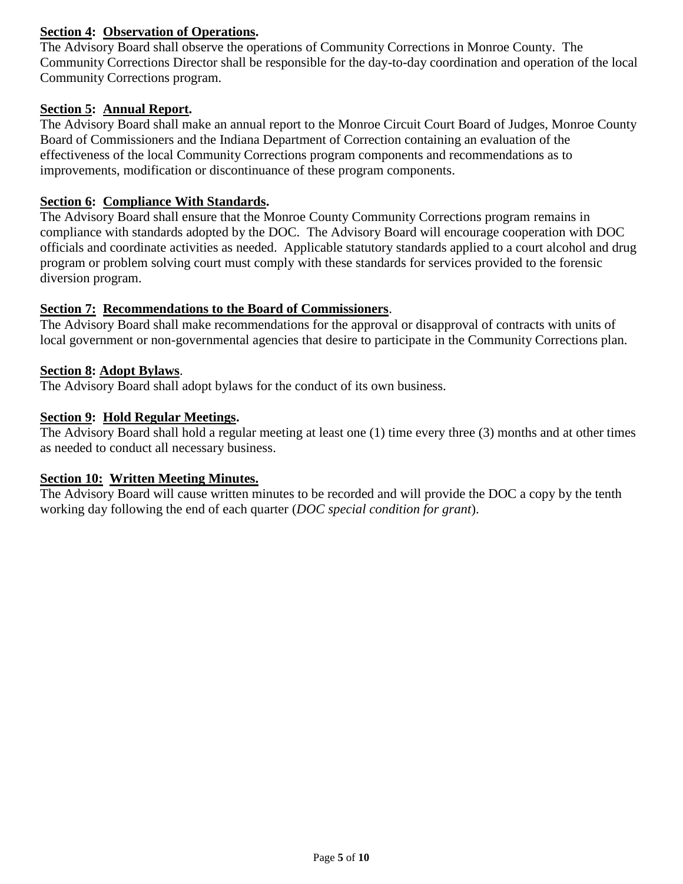**Section 4: Observation of Operations.**

The Advisory Board shall observe the operations of Community Corrections in Monroe County. The Community Corrections Director shall be responsible for the day-to-day coordination and operation of the local Community Corrections program.

**Section 5: Annual Report.**

The Advisory Board shall make an annual report to the Monroe Circuit Court Board of Judges, Monroe County Board of Commissioners and the Indiana Department of Correction containing an evaluation of the effectiveness of the local Community Corrections program components and recommendations as to improvements, modification or discontinuance of these program components.

**Section 6: Compliance With Standards.**

The Advisory Board shall ensure that the Monroe County Community Corrections program remains in compliance with standards adopted by the DOC. The Advisory Board will encourage cooperation with DOC officials and coordinate activities as needed. Applicable statutory standards applied to a court alcohol and drug program or problem solving court must comply with these standards for services provided to the forensic diversion program.

**Section 7: Recommendations to the Board of Commissioners**.

The Advisory Board shall make recommendations for the approval or disapproval of contracts with units of local government or non-governmental agencies that desire to participate in the Community Corrections plan.

**Section 8: Adopt Bylaws**.

The Advisory Board shall adopt bylaws for the conduct of its own business.

**Section 9: Hold Regular Meetings.**

The Advisory Board shall hold a regular meeting at least one (1) time every three (3) months and at other times as needed to conduct all necessary business.

**Section 10: Written Meeting Minutes.**

The Advisory Board will cause written minutes to be recorded and will provide the DOC a copy by the tenth working day following the end of each quarter (*DOC special condition for grant*).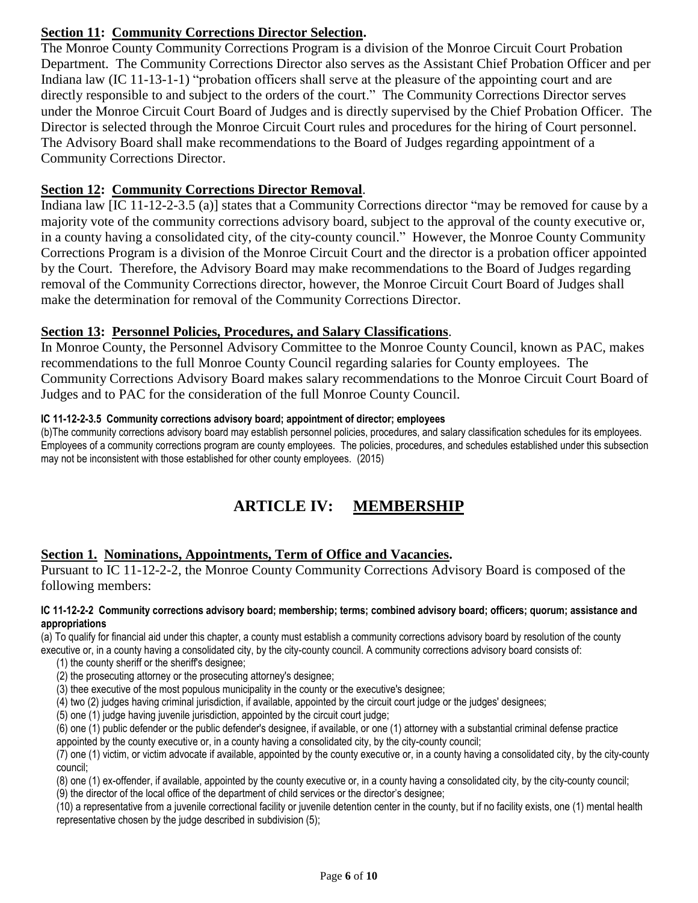**<u>Section 11</u>: <u>Community Corrections Director Selection</u>.**

The Monroe County Community Corrections Program is a division of the Monroe Circuit Court Probation Department. The Community Corrections Director also serves as the Assistant Chief Probation Officer and per Indiana law (IC 11-13-1-1) "probation officers shall serve at the pleasure of the appointing court and are directly responsible to and subject to the orders of the court." The Community Corrections Director serves under the Monroe Circuit Court Board of Judges and is directly supervised by the Chief Probation Officer. The Director is selected through the Monroe Circuit Court rules and procedures for the hiring of Court personnel. The Advisory Board shall make recommendations to the Board of Judges regarding appointment of a Community Corrections Director.

**<u>Section 12</u>: <u>Community Corrections Director Removal</u>.**

Indiana law [IC 11-12-2-3.5 (a)] states that a Community Corrections director "may be removed for cause by a majority vote of the community corrections advisory board, subject to the approval of the county executive or, in a county having a consolidated city, of the city-county council." However, the Monroe County Community Corrections Program is a division of the Monroe Circuit Court and the director is a probation officer appointed by the Court. Therefore, the Advisory Board may make recommendations to the Board of Judges regarding removal of the Community Corrections director, however, the Monroe Circuit Court Board of Judges shall make the determination for removal of the Community Corrections Director.

**<u>Section 13</u>: <u>Personnel Policies, Procedures, and Salary Classifications</u>.**

In Monroe County, the Personnel Advisory Committee to the Monroe County Council, known as PAC, makes recommendations to the full Monroe County Council regarding salaries for County employees. The Community Corrections Advisory Board makes salary recommendations to the Monroe Circuit Court Board of Judges and to PAC for the consideration of the full Monroe County Council.

**IC 11-12-2-3.5 Community corrections advisory board; appointment of director; employees**

(b)The community corrections advisory board may establish personnel policies, procedures, and salary classification schedules for its employees. Employees of a community corrections program are county employees. The policies, procedures, and schedules established under this subsection may not be inconsistent with those established for other county employees. (2015)

# ARTICLE IV: <u>MEMBERSHIP</u>

**<u>Section 1. Nominations, Appointments, Term of Office and Vacancies</u>.**

Pursuant to IC 11-12-2-2, the Monroe County Community Corrections Advisory Board is composed of the following members:

**IC 11-12-2-2 Community corrections advisory board; membership; terms; combined advisory board; officers; quorum; assistance and appropriations**

(a) To qualify for financial aid under this chapter, a county must establish a community corrections advisory board by resolution of the county executive or, in a county having a consolidated city, by the city-county council. A community corrections advisory board consists of:

(1) the county sheriff or the sheriff's designee;

(2) the prosecuting attorney or the prosecuting attorney's designee;

(3) thee executive of the most populous municipality in the county or the executive's designee;

(4) two (2) judges having criminal jurisdiction, if available, appointed by the circuit court judge or the judges' designees;

(5) one (1) judge having juvenile jurisdiction, appointed by the circuit court judge;

(6) one (1) public defender or the public defender's designee, if available, or one (1) attorney with a substantial criminal defense practice appointed by the county executive or, in a county having a consolidated city, by the city-county council;

(7) one (1) victim, or victim advocate if available, appointed by the county executive or, in a county having a consolidated city, by the city-county council;

(8) one (1) ex-offender, if available, appointed by the county executive or, in a county having a consolidated city, by the city-county council;

(9) the director of the local office of the department of child services or the director's designee;

(10) a representative from a juvenile correctional facility or juvenile detention center in the county, but if no facility exists, one (1) mental health representative chosen by the judge described in subdivision (5);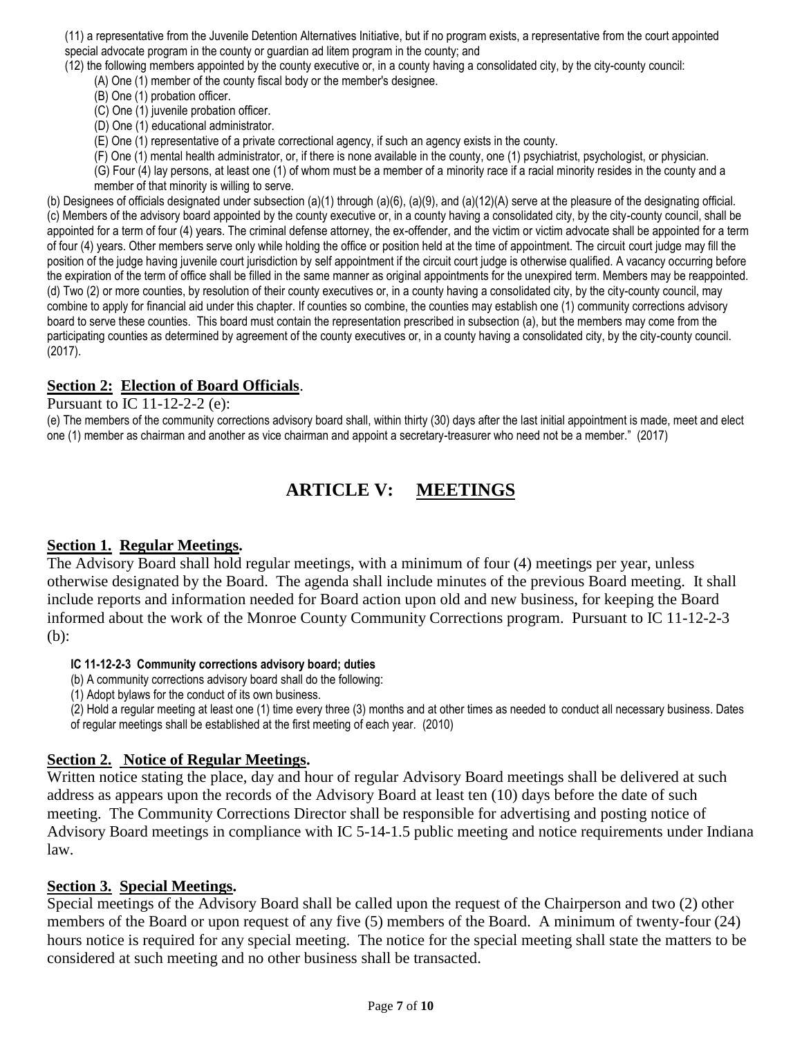(11) a representative from the Juvenile Detention Alternatives Initiative, but if no program exists, a representative from the court appointed special advocate program in the county or guardian ad litem program in the county; and

(12) the following members appointed by the county executive or, in a county having a consolidated city, by the city-county council:

- (A) One (1) member of the county fiscal body or the member's designee.
- (B) One (1) probation officer.
- (C) One (1) juvenile probation officer.
- (D) One (1) educational administrator.
- (E) One (1) representative of a private correctional agency, if such an agency exists in the county.
- (F) One (1) mental health administrator, or, if there is none available in the county, one (1) psychiatrist, psychologist, or physician.
- (G) Four (4) lay persons, at least one (1) of whom must be a member of a minority race if a racial minority resides in the county and a member of that minority is willing to serve.

(b) Designees of officials designated under subsection (a)(1) through (a)(6), (a)(9), and (a)(12)(A) serve at the pleasure of the designating official.
(c) Members of the advisory board appointed by the county executive or, in a county having a consolidated city, by the city-county council, shall be appointed for a term of four (4) years. The criminal defense attorney, the ex-offender, and the victim or victim advocate shall be appointed for a term of four (4) years. Other members serve only while holding the office or position held at the time of appointment. The circuit court judge may fill the position of the judge having juvenile court jurisdiction by self appointment if the circuit court judge is otherwise qualified. A vacancy occurring before the expiration of the term of office shall be filled in the same manner as original appointments for the unexpired term. Members may be reappointed.
(d) Two (2) or more counties, by resolution of their county executives or, in a county having a consolidated city, by the city-county council, may combine to apply for financial aid under this chapter. If counties so combine, the counties may establish one (1) community corrections advisory board to serve these counties. This board must contain the representation prescribed in subsection (a), but the members may come from the participating counties as determined by agreement of the county executives or, in a county having a consolidated city, by the city-county council. (2017).

### Section 2: Election of Board Officials.

Pursuant to IC 11-12-2-2 (e):

(e) The members of the community corrections advisory board shall, within thirty (30) days after the last initial appointment is made, meet and elect one (1) member as chairman and another as vice chairman and appoint a secretary-treasurer who need not be a member." (2017)

## ARTICLE V: MEETINGS

### Section 1. Regular Meetings.

The Advisory Board shall hold regular meetings, with a minimum of four (4) meetings per year, unless otherwise designated by the Board. The agenda shall include minutes of the previous Board meeting. It shall include reports and information needed for Board action upon old and new business, for keeping the Board informed about the work of the Monroe County Community Corrections program. Pursuant to IC 11-12-2-3 (b):

**IC 11-12-2-3 Community corrections advisory board; duties**

(b) A community corrections advisory board shall do the following:

(1) Adopt bylaws for the conduct of its own business.

(2) Hold a regular meeting at least one (1) time every three (3) months and at other times as needed to conduct all necessary business. Dates of regular meetings shall be established at the first meeting of each year. (2010)

### Section 2. Notice of Regular Meetings.

Written notice stating the place, day and hour of regular Advisory Board meetings shall be delivered at such address as appears upon the records of the Advisory Board at least ten (10) days before the date of such meeting. The Community Corrections Director shall be responsible for advertising and posting notice of Advisory Board meetings in compliance with IC 5-14-1.5 public meeting and notice requirements under Indiana law.

### Section 3. Special Meetings.

Special meetings of the Advisory Board shall be called upon the request of the Chairperson and two (2) other members of the Board or upon request of any five (5) members of the Board. A minimum of twenty-four (24) hours notice is required for any special meeting. The notice for the special meeting shall state the matters to be considered at such meeting and no other business shall be transacted.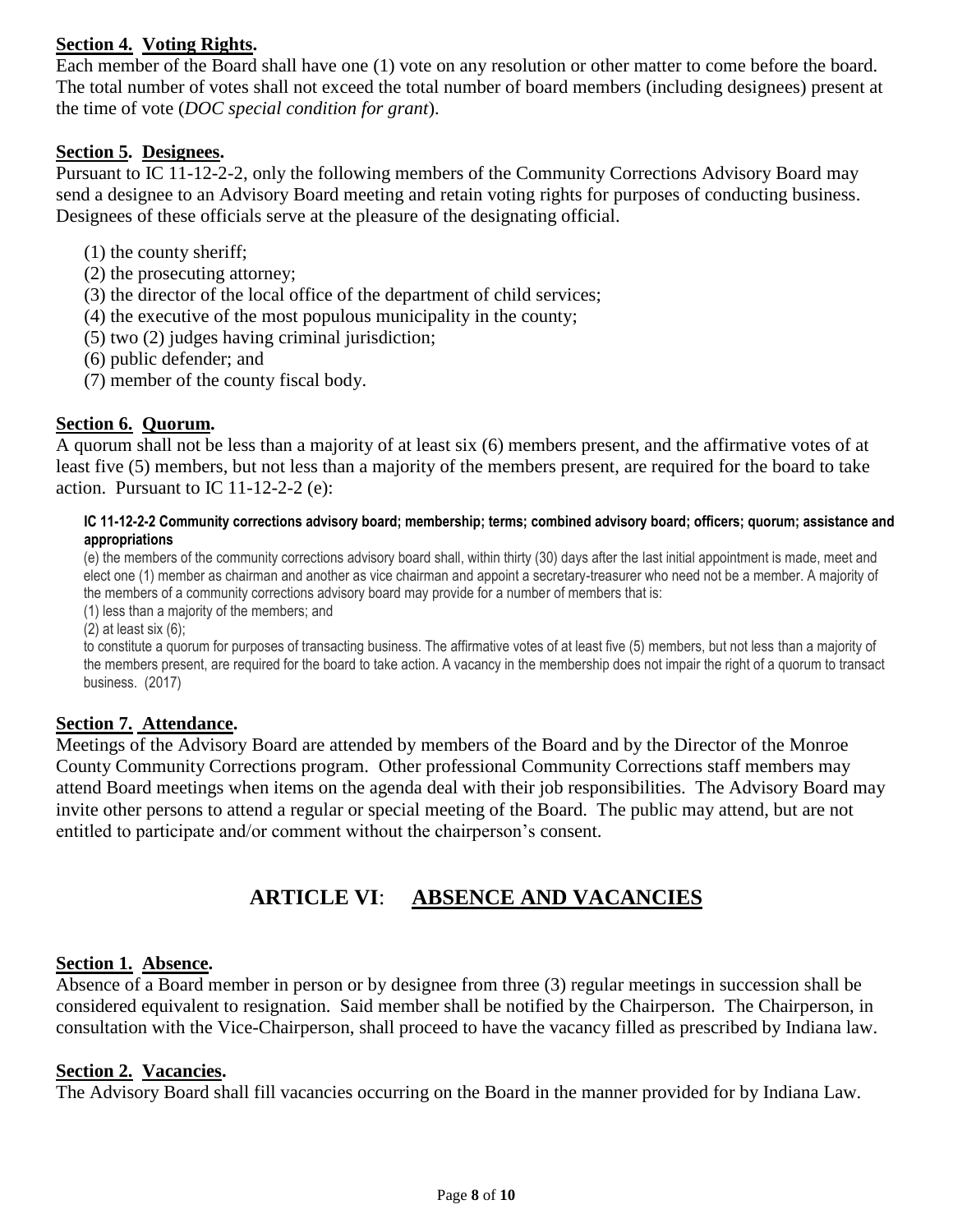**Section 4. Voting Rights.**

Each member of the Board shall have one (1) vote on any resolution or other matter to come before the board. The total number of votes shall not exceed the total number of board members (including designees) present at the time of vote (*DOC special condition for grant*).

**Section 5. Designees.**

Pursuant to IC 11-12-2-2, only the following members of the Community Corrections Advisory Board may send a designee to an Advisory Board meeting and retain voting rights for purposes of conducting business. Designees of these officials serve at the pleasure of the designating official.

(1) the county sheriff;
(2) the prosecuting attorney;
(3) the director of the local office of the department of child services;
(4) the executive of the most populous municipality in the county;
(5) two (2) judges having criminal jurisdiction;
(6) public defender; and
(7) member of the county fiscal body.

**Section 6. Quorum.**

A quorum shall not be less than a majority of at least six (6) members present, and the affirmative votes of at least five (5) members, but not less than a majority of the members present, are required for the board to take action. Pursuant to IC 11-12-2-2 (e):

> **IC 11-12-2-2 Community corrections advisory board; membership; terms; combined advisory board; officers; quorum; assistance and appropriations**
>
> (e) the members of the community corrections advisory board shall, within thirty (30) days after the last initial appointment is made, meet and elect one (1) member as chairman and another as vice chairman and appoint a secretary-treasurer who need not be a member. A majority of the members of a community corrections advisory board may provide for a number of members that is:
> (1) less than a majority of the members; and
> (2) at least six (6);
> to constitute a quorum for purposes of transacting business. The affirmative votes of at least five (5) members, but not less than a majority of the members present, are required for the board to take action. A vacancy in the membership does not impair the right of a quorum to transact business. (2017)

**Section 7. Attendance.**

Meetings of the Advisory Board are attended by members of the Board and by the Director of the Monroe County Community Corrections program. Other professional Community Corrections staff members may attend Board meetings when items on the agenda deal with their job responsibilities. The Advisory Board may invite other persons to attend a regular or special meeting of the Board. The public may attend, but are not entitled to participate and/or comment without the chairperson's consent.

## ARTICLE VI: ABSENCE AND VACANCIES

**Section 1. Absence.**

Absence of a Board member in person or by designee from three (3) regular meetings in succession shall be considered equivalent to resignation. Said member shall be notified by the Chairperson. The Chairperson, in consultation with the Vice-Chairperson, shall proceed to have the vacancy filled as prescribed by Indiana law.

**Section 2. Vacancies.**

The Advisory Board shall fill vacancies occurring on the Board in the manner provided for by Indiana Law.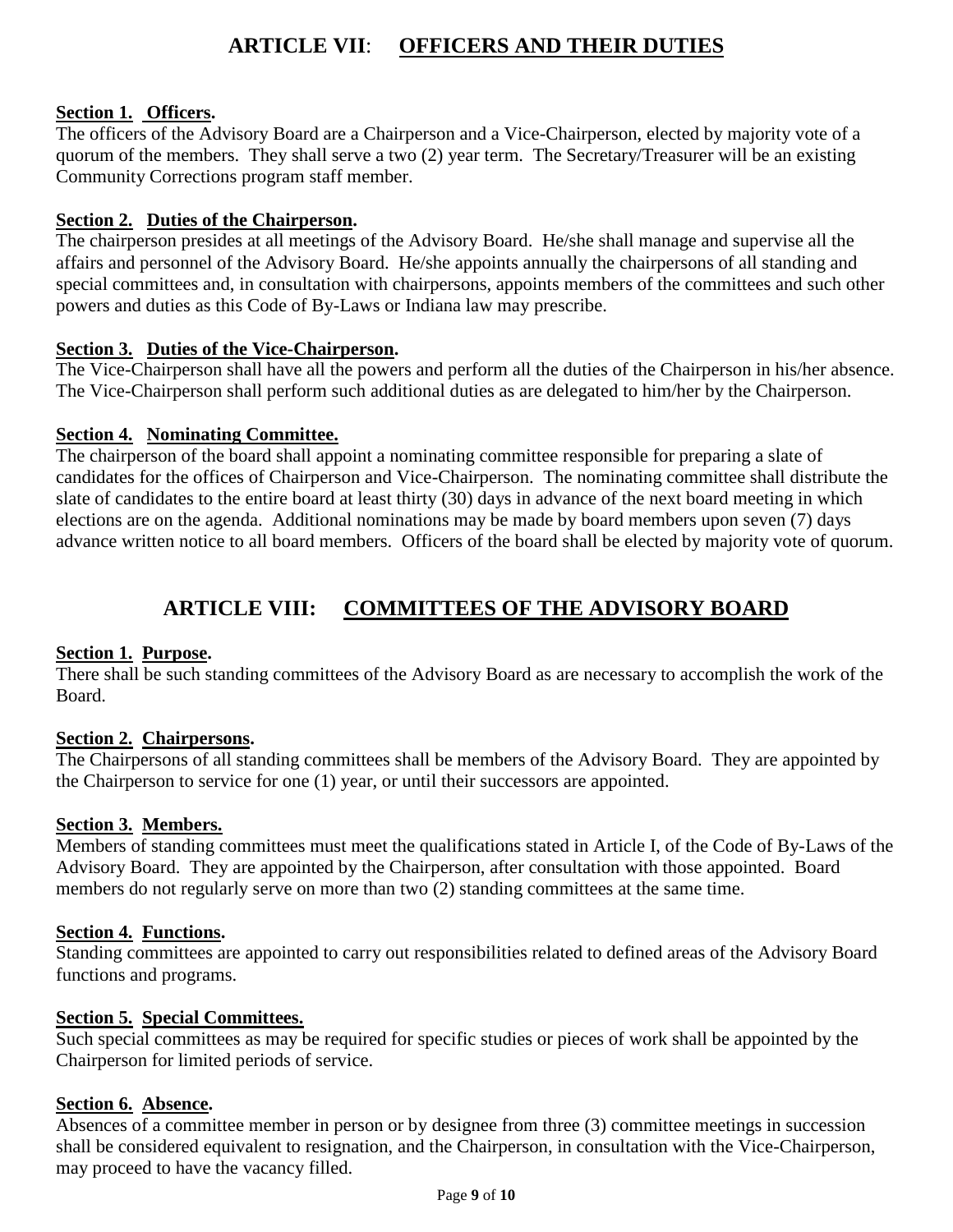## ARTICLE VII: OFFICERS AND THEIR DUTIES

**Section 1. Officers.**
The officers of the Advisory Board are a Chairperson and a Vice-Chairperson, elected by majority vote of a quorum of the members. They shall serve a two (2) year term. The Secretary/Treasurer will be an existing Community Corrections program staff member.

**Section 2. Duties of the Chairperson.**
The chairperson presides at all meetings of the Advisory Board. He/she shall manage and supervise all the affairs and personnel of the Advisory Board. He/she appoints annually the chairpersons of all standing and special committees and, in consultation with chairpersons, appoints members of the committees and such other powers and duties as this Code of By-Laws or Indiana law may prescribe.

**Section 3. Duties of the Vice-Chairperson.**
The Vice-Chairperson shall have all the powers and perform all the duties of the Chairperson in his/her absence. The Vice-Chairperson shall perform such additional duties as are delegated to him/her by the Chairperson.

**Section 4. Nominating Committee.**
The chairperson of the board shall appoint a nominating committee responsible for preparing a slate of candidates for the offices of Chairperson and Vice-Chairperson. The nominating committee shall distribute the slate of candidates to the entire board at least thirty (30) days in advance of the next board meeting in which elections are on the agenda. Additional nominations may be made by board members upon seven (7) days advance written notice to all board members. Officers of the board shall be elected by majority vote of quorum.

## ARTICLE VIII: COMMITTEES OF THE ADVISORY BOARD

**Section 1. Purpose.**
There shall be such standing committees of the Advisory Board as are necessary to accomplish the work of the Board.

**Section 2. Chairpersons.**
The Chairpersons of all standing committees shall be members of the Advisory Board. They are appointed by the Chairperson to service for one (1) year, or until their successors are appointed.

**Section 3. Members.**
Members of standing committees must meet the qualifications stated in Article I, of the Code of By-Laws of the Advisory Board. They are appointed by the Chairperson, after consultation with those appointed. Board members do not regularly serve on more than two (2) standing committees at the same time.

**Section 4. Functions.**
Standing committees are appointed to carry out responsibilities related to defined areas of the Advisory Board functions and programs.

**Section 5. Special Committees.**
Such special committees as may be required for specific studies or pieces of work shall be appointed by the Chairperson for limited periods of service.

**Section 6. Absence.**
Absences of a committee member in person or by designee from three (3) committee meetings in succession shall be considered equivalent to resignation, and the Chairperson, in consultation with the Vice-Chairperson, may proceed to have the vacancy filled.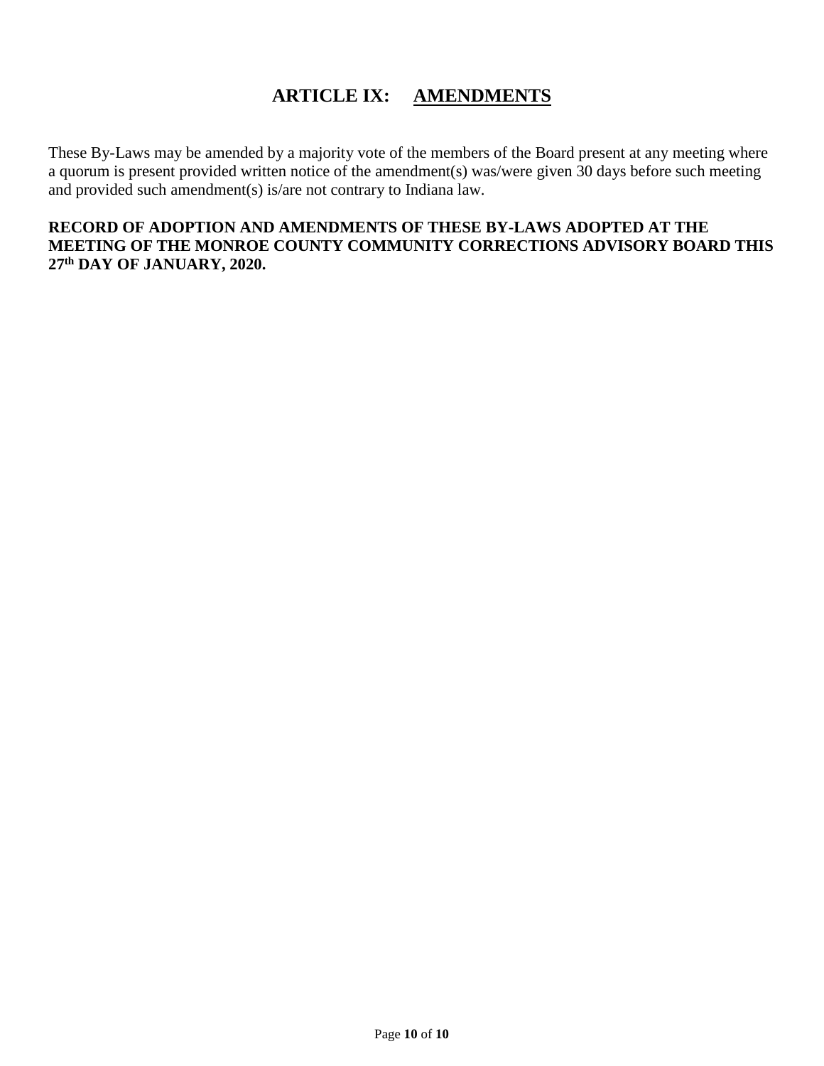# ARTICLE IX: AMENDMENTS

These By-Laws may be amended by a majority vote of the members of the Board present at any meeting where a quorum is present provided written notice of the amendment(s) was/were given 30 days before such meeting and provided such amendment(s) is/are not contrary to Indiana law.

**RECORD OF ADOPTION AND AMENDMENTS OF THESE BY-LAWS ADOPTED AT THE MEETING OF THE MONROE COUNTY COMMUNITY CORRECTIONS ADVISORY BOARD THIS 27th DAY OF JANUARY, 2020.**